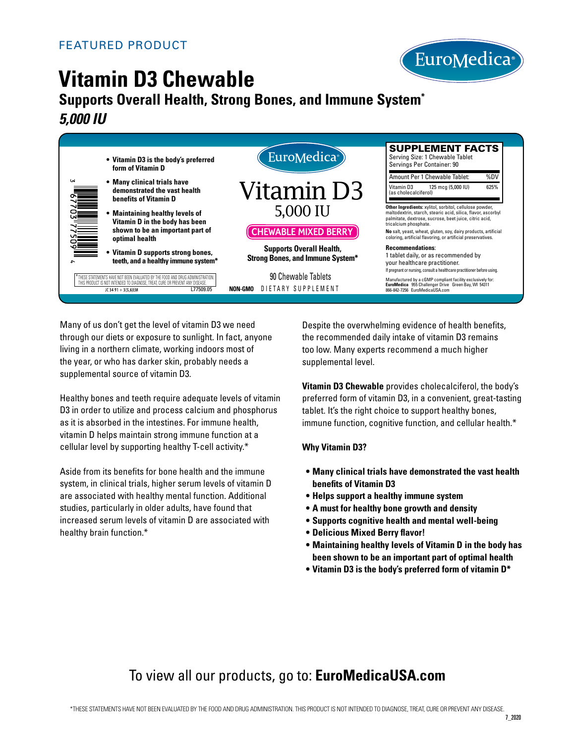FEATURED PRODUCT

EuroMedica®

# Vitamin D3 Chewable

## Supports Overall Health, Strong Bones, and Immune System*

***5,000 IU***

- **Vitamin D3 is the body's preferred form of Vitamin D**
- **Many clinical trials have demonstrated the vast health benefits of Vitamin D**
- **Maintaining healthy levels of Vitamin D in the body has been shown to be an important part of optimal health**
- **Vitamin D supports strong bones, teeth, and a healthy immune system***

3 67703 77509 4

*THESE STATEMENTS HAVE NOT BEEN EVALUATED BY THE FOOD AND DRUG ADMINISTRATION. THIS PRODUCT IS NOT INTENDED TO DIAGNOSE, TREAT, CURE OR PREVENT ANY DISEASE.

JC 34 91 + 3(5,6)EM L77509.05

EuroMedica®

Vitamin D3

5,000 IU

CHEWABLE MIXED BERRY

**Supports Overall Health, Strong Bones, and Immune System***

90 Chewable Tablets

**NON-GMO** DIETARY SUPPLEMENT

**SUPPLEMENT FACTS**

Serving Size: 1 Chewable Tablet
Servings Per Container: 90

| Amount Per 1 Chewable Tablet: | | %DV |
|---|---|---|
| Vitamin D3 (as cholecalciferol) | 125 mcg (5,000 IU) | 625% |

**Other Ingredients:** xylitol, sorbitol, cellulose powder, maltodextrin, starch, stearic acid, silica, flavor, ascorbyl palmitate, dextrose, sucrose, beet juice, citric acid, tricalcium phosphate.

**No** salt, yeast, wheat, gluten, soy, dairy products, artificial coloring, artificial flavoring, or artificial preservatives.

**Recommendations**:
1 tablet daily, or as recommended by your healthcare practitioner.
If pregnant or nursing, consult a healthcare practitioner before using.

Manufactured by a cGMP compliant facility exclusively for:
**EuroMedica** 955 Challenger Drive Green Bay, WI 54311
866-842-7256 EuroMedicaUSA.com

Many of us don't get the level of vitamin D3 we need through our diets or exposure to sunlight. In fact, anyone living in a northern climate, working indoors most of the year, or who has darker skin, probably needs a supplemental source of vitamin D3.

Healthy bones and teeth require adequate levels of vitamin D3 in order to utilize and process calcium and phosphorus as it is absorbed in the intestines. For immune health, vitamin D helps maintain strong immune function at a cellular level by supporting healthy T-cell activity.*

Aside from its benefits for bone health and the immune system, in clinical trials, higher serum levels of vitamin D are associated with healthy mental function. Additional studies, particularly in older adults, have found that increased serum levels of vitamin D are associated with healthy brain function.*

Despite the overwhelming evidence of health benefits, the recommended daily intake of vitamin D3 remains too low. Many experts recommend a much higher supplemental level.

**Vitamin D3 Chewable** provides cholecalciferol, the body's preferred form of vitamin D3, in a convenient, great-tasting tablet. It's the right choice to support healthy bones, immune function, cognitive function, and cellular health.*

**Why Vitamin D3?**

- **Many clinical trials have demonstrated the vast health benefits of Vitamin D3**
- **Helps support a healthy immune system**
- **A must for healthy bone growth and density**
- **Supports cognitive health and mental well-being**
- **Delicious Mixed Berry flavor!**
- **Maintaining healthy levels of Vitamin D in the body has been shown to be an important part of optimal health**
- **Vitamin D3 is the body's preferred form of vitamin D***

To view all our products, go to: **EuroMedicaUSA.com**

*THESE STATEMENTS HAVE NOT BEEN EVALUATED BY THE FOOD AND DRUG ADMINISTRATION. THIS PRODUCT IS NOT INTENDED TO DIAGNOSE, TREAT, CURE OR PREVENT ANY DISEASE.

7_2020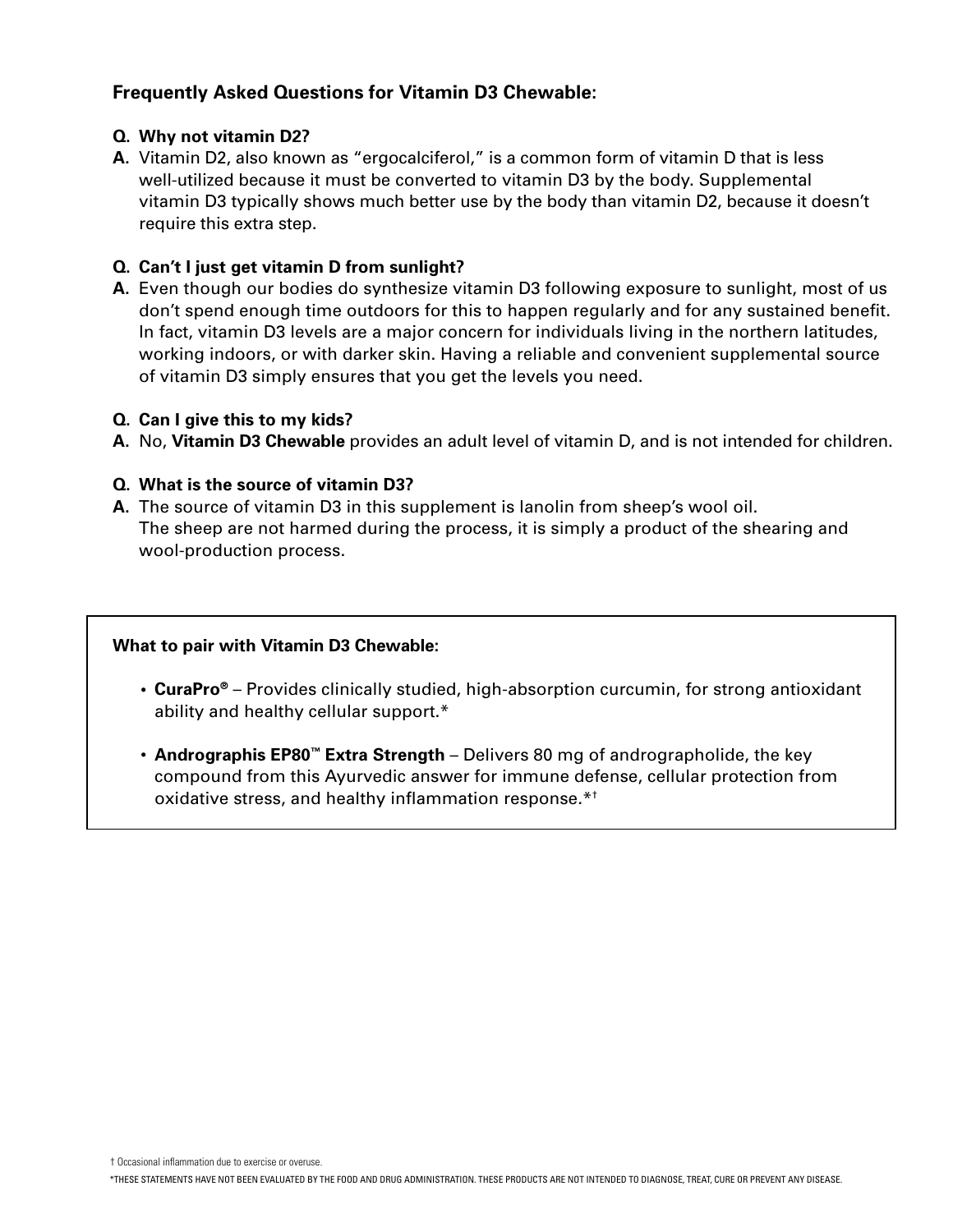## Frequently Asked Questions for Vitamin D3 Chewable:

**Q. Why not vitamin D2?**

**A.** Vitamin D2, also known as "ergocalciferol," is a common form of vitamin D that is less well-utilized because it must be converted to vitamin D3 by the body. Supplemental vitamin D3 typically shows much better use by the body than vitamin D2, because it doesn't require this extra step.

**Q. Can't I just get vitamin D from sunlight?**

**A.** Even though our bodies do synthesize vitamin D3 following exposure to sunlight, most of us don't spend enough time outdoors for this to happen regularly and for any sustained benefit. In fact, vitamin D3 levels are a major concern for individuals living in the northern latitudes, working indoors, or with darker skin. Having a reliable and convenient supplemental source of vitamin D3 simply ensures that you get the levels you need.

**Q. Can I give this to my kids?**

**A.** No, **Vitamin D3 Chewable** provides an adult level of vitamin D, and is not intended for children.

**Q. What is the source of vitamin D3?**

**A.** The source of vitamin D3 in this supplement is lanolin from sheep's wool oil. The sheep are not harmed during the process, it is simply a product of the shearing and wool-production process.

**What to pair with Vitamin D3 Chewable:**

- **CuraPro®** – Provides clinically studied, high-absorption curcumin, for strong antioxidant ability and healthy cellular support.*
- **Andrographis EP80™ Extra Strength** – Delivers 80 mg of andrographolide, the key compound from this Ayurvedic answer for immune defense, cellular protection from oxidative stress, and healthy inflammation response.*†

† Occasional inflammation due to exercise or overuse.

*THESE STATEMENTS HAVE NOT BEEN EVALUATED BY THE FOOD AND DRUG ADMINISTRATION. THESE PRODUCTS ARE NOT INTENDED TO DIAGNOSE, TREAT, CURE OR PREVENT ANY DISEASE.